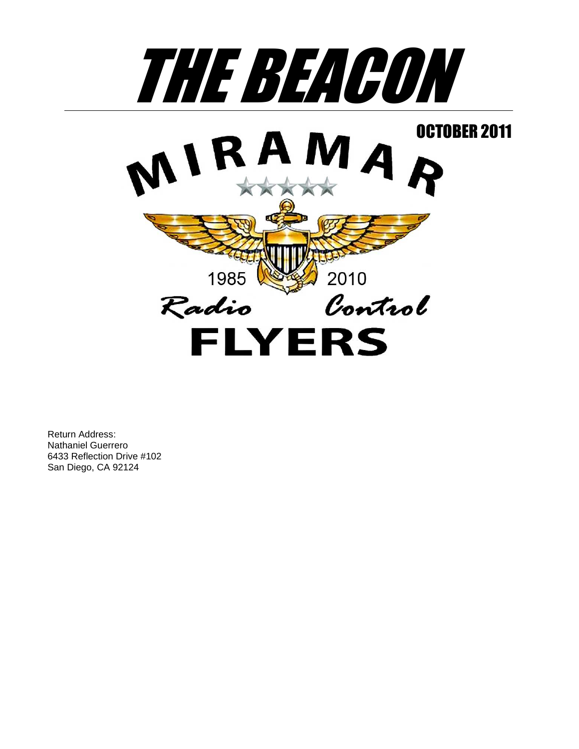# THE BEACON

OCTOBER 2011

MIRAMAR

1985 2010

Radio Control

FLYERS

Return Address:
Nathaniel Guerrero
6433 Reflection Drive #102
San Diego, CA 92124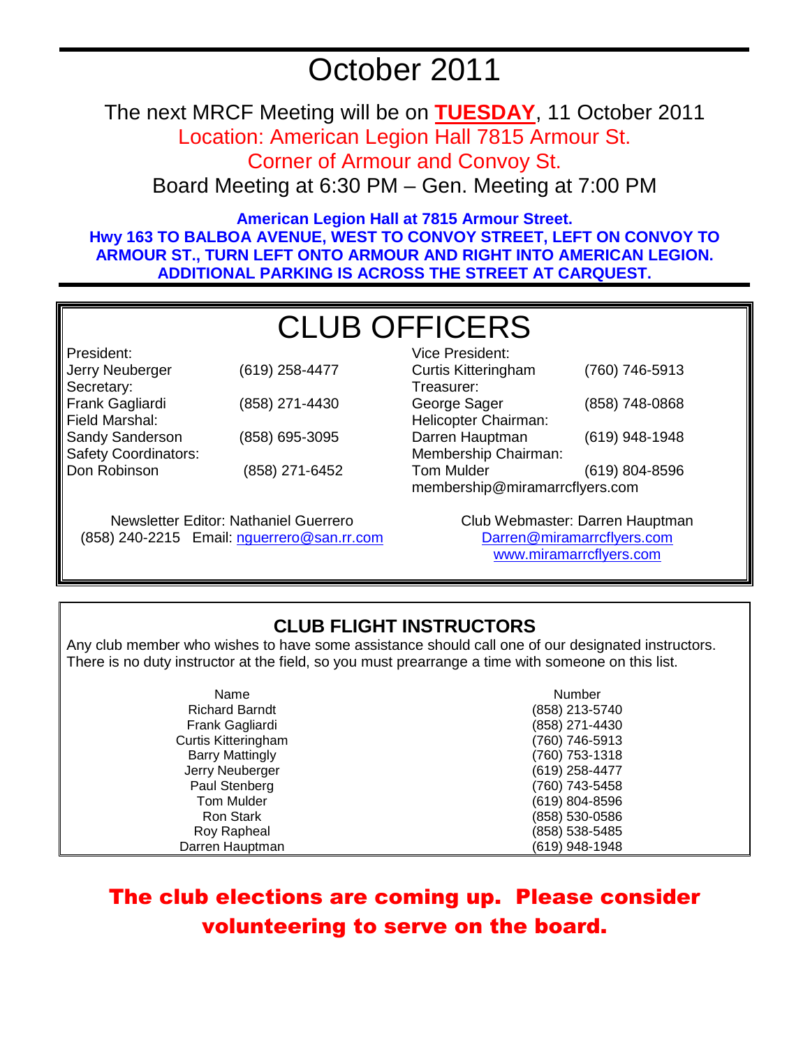# October 2011

The next MRCF Meeting will be on **TUESDAY**, 11 October 2011

Location: American Legion Hall 7815 Armour St.

Corner of Armour and Convoy St.

Board Meeting at 6:30 PM – Gen. Meeting at 7:00 PM

**American Legion Hall at 7815 Armour Street.**
**Hwy 163 TO BALBOA AVENUE, WEST TO CONVOY STREET, LEFT ON CONVOY TO ARMOUR ST., TURN LEFT ONTO ARMOUR AND RIGHT INTO AMERICAN LEGION. ADDITIONAL PARKING IS ACROSS THE STREET AT CARQUEST.**

## CLUB OFFICERS

| Position | Name | Phone |
|---|---|---|
| President: | Jerry Neuberger | (619) 258-4477 |
| Secretary: | Frank Gagliardi | (858) 271-4430 |
| Field Marshal: | Sandy Sanderson | (858) 695-3095 |
| Safety Coordinators: | Don Robinson | (858) 271-6452 |
| Vice President: | Curtis Kitteringham | (760) 746-5913 |
| Treasurer: | George Sager | (858) 748-0868 |
| Helicopter Chairman: | Darren Hauptman | (619) 948-1948 |
| Membership Chairman: | Tom Mulder | (619) 804-8596 |

membership@miramarrcflyers.com

Newsletter Editor: Nathaniel Guerrero
(858) 240-2215 Email: nguerrero@san.rr.com

Club Webmaster: Darren Hauptman
Darren@miramarrcflyers.com
www.miramarrcflyers.com

## CLUB FLIGHT INSTRUCTORS

Any club member who wishes to have some assistance should call one of our designated instructors. There is no duty instructor at the field, so you must prearrange a time with someone on this list.

| Name | Number |
|---|---|
| Richard Barndt | (858) 213-5740 |
| Frank Gagliardi | (858) 271-4430 |
| Curtis Kitteringham | (760) 746-5913 |
| Barry Mattingly | (760) 753-1318 |
| Jerry Neuberger | (619) 258-4477 |
| Paul Stenberg | (760) 743-5458 |
| Tom Mulder | (619) 804-8596 |
| Ron Stark | (858) 530-0586 |
| Roy Rapheal | (858) 538-5485 |
| Darren Hauptman | (619) 948-1948 |

**The club elections are coming up. Please consider volunteering to serve on the board.**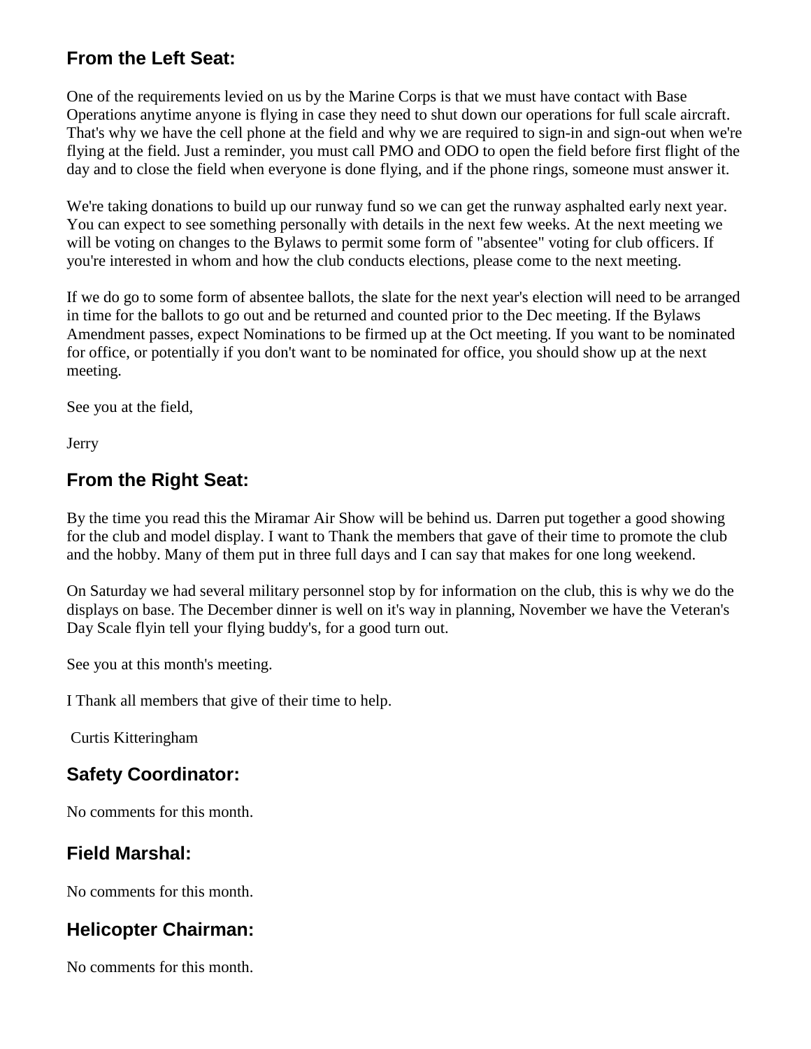## From the Left Seat:

One of the requirements levied on us by the Marine Corps is that we must have contact with Base Operations anytime anyone is flying in case they need to shut down our operations for full scale aircraft. That's why we have the cell phone at the field and why we are required to sign-in and sign-out when we're flying at the field. Just a reminder, you must call PMO and ODO to open the field before first flight of the day and to close the field when everyone is done flying, and if the phone rings, someone must answer it.

We're taking donations to build up our runway fund so we can get the runway asphalted early next year. You can expect to see something personally with details in the next few weeks. At the next meeting we will be voting on changes to the Bylaws to permit some form of "absentee" voting for club officers. If you're interested in whom and how the club conducts elections, please come to the next meeting.

If we do go to some form of absentee ballots, the slate for the next year's election will need to be arranged in time for the ballots to go out and be returned and counted prior to the Dec meeting. If the Bylaws Amendment passes, expect Nominations to be firmed up at the Oct meeting. If you want to be nominated for office, or potentially if you don't want to be nominated for office, you should show up at the next meeting.

See you at the field,

Jerry

## From the Right Seat:

By the time you read this the Miramar Air Show will be behind us. Darren put together a good showing for the club and model display. I want to Thank the members that gave of their time to promote the club and the hobby. Many of them put in three full days and I can say that makes for one long weekend.

On Saturday we had several military personnel stop by for information on the club, this is why we do the displays on base. The December dinner is well on it's way in planning, November we have the Veteran's Day Scale flyin tell your flying buddy's, for a good turn out.

See you at this month's meeting.

I Thank all members that give of their time to help.

Curtis Kitteringham

## Safety Coordinator:

No comments for this month.

## Field Marshal:

No comments for this month.

## Helicopter Chairman:

No comments for this month.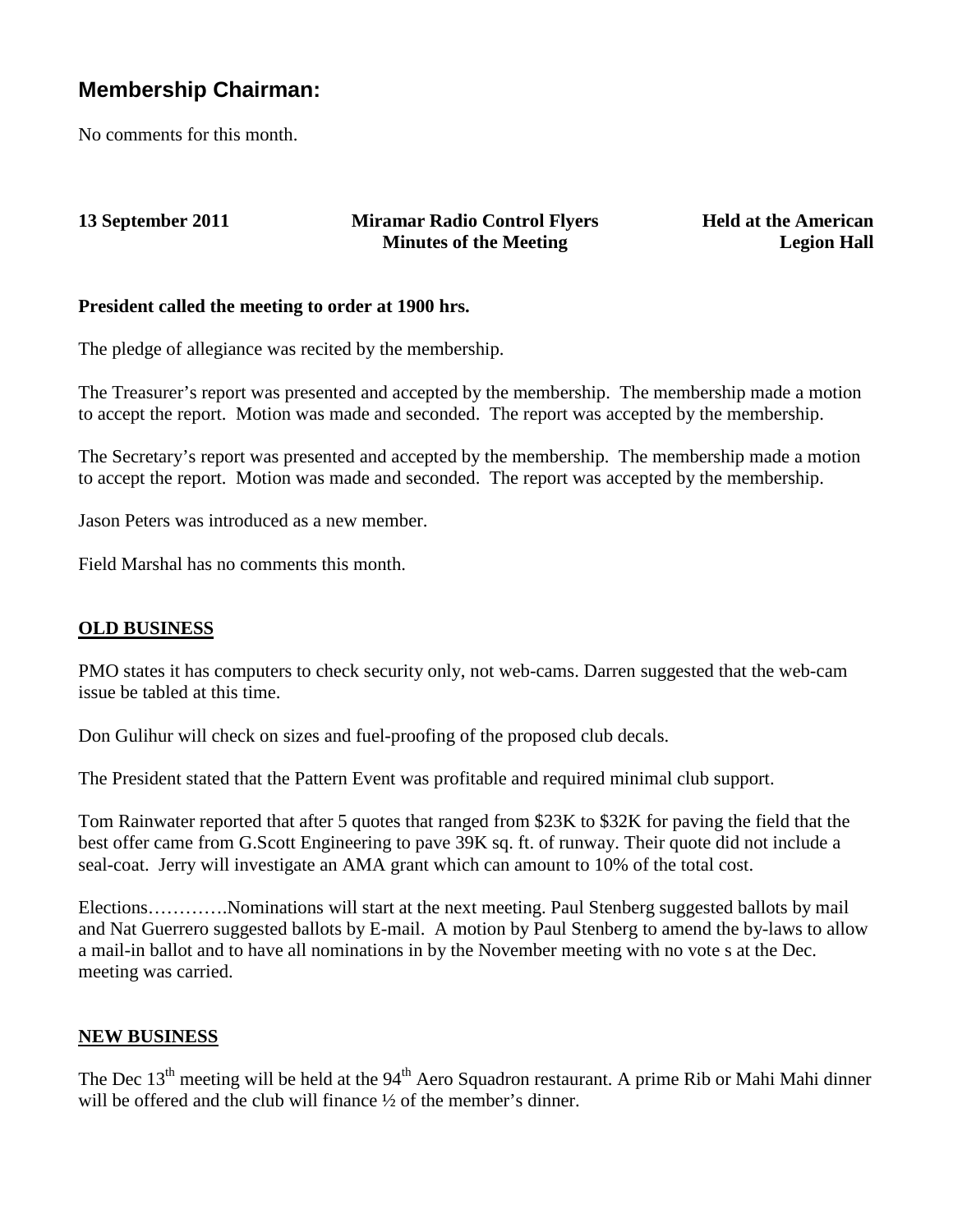## Membership Chairman:

No comments for this month.

**13 September 2011** | **Miramar Radio Control Flyers Minutes of the Meeting** | **Held at the American Legion Hall**

**President called the meeting to order at 1900 hrs.**

The pledge of allegiance was recited by the membership.

The Treasurer's report was presented and accepted by the membership. The membership made a motion to accept the report. Motion was made and seconded. The report was accepted by the membership.

The Secretary's report was presented and accepted by the membership. The membership made a motion to accept the report. Motion was made and seconded. The report was accepted by the membership.

Jason Peters was introduced as a new member.

Field Marshal has no comments this month.

### OLD BUSINESS

PMO states it has computers to check security only, not web-cams. Darren suggested that the web-cam issue be tabled at this time.

Don Gulihur will check on sizes and fuel-proofing of the proposed club decals.

The President stated that the Pattern Event was profitable and required minimal club support.

Tom Rainwater reported that after 5 quotes that ranged from $23K to $32K for paving the field that the best offer came from G.Scott Engineering to pave 39K sq. ft. of runway. Their quote did not include a seal-coat. Jerry will investigate an AMA grant which can amount to 10% of the total cost.

Elections………….Nominations will start at the next meeting. Paul Stenberg suggested ballots by mail and Nat Guerrero suggested ballots by E-mail. A motion by Paul Stenberg to amend the by-laws to allow a mail-in ballot and to have all nominations in by the November meeting with no vote s at the Dec. meeting was carried.

### NEW BUSINESS

The Dec 13th meeting will be held at the 94th Aero Squadron restaurant. A prime Rib or Mahi Mahi dinner will be offered and the club will finance ½ of the member's dinner.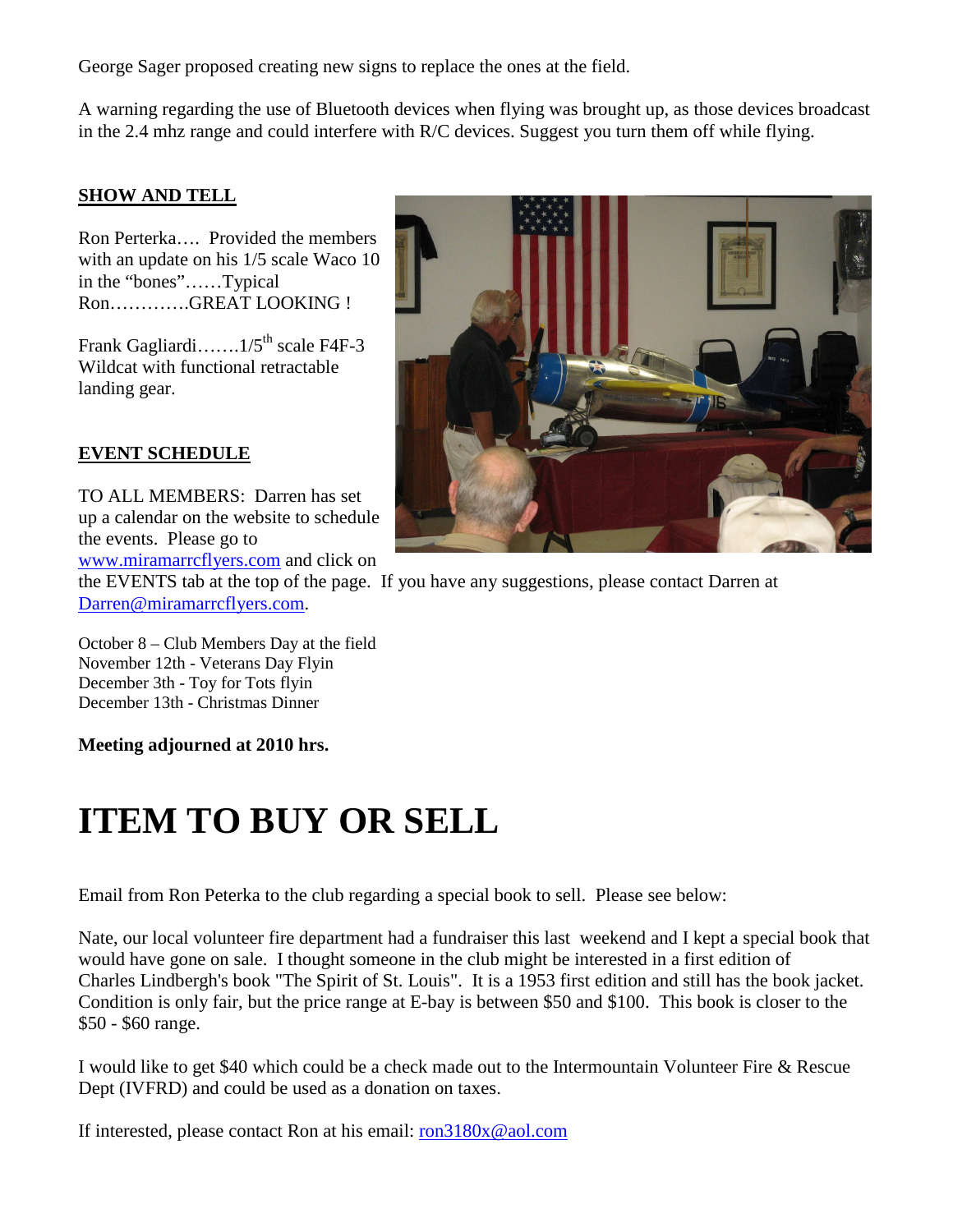George Sager proposed creating new signs to replace the ones at the field.

A warning regarding the use of Bluetooth devices when flying was brought up, as those devices broadcast in the 2.4 mhz range and could interfere with R/C devices. Suggest you turn them off while flying.

**SHOW AND TELL**

Ron Perterka…. Provided the members with an update on his 1/5 scale Waco 10 in the "bones"……Typical Ron………….GREAT LOOKING !

Frank Gagliardi…….1/5th scale F4F-3 Wildcat with functional retractable landing gear.

**EVENT SCHEDULE**

TO ALL MEMBERS: Darren has set up a calendar on the website to schedule the events. Please go to www.miramarrcflyers.com and click on the EVENTS tab at the top of the page. If you have any suggestions, please contact Darren at Darren@miramarrcflyers.com.

October 8 – Club Members Day at the field
November 12th - Veterans Day Flyin
December 3th - Toy for Tots flyin
December 13th - Christmas Dinner

**Meeting adjourned at 2010 hrs.**

# ITEM TO BUY OR SELL

Email from Ron Peterka to the club regarding a special book to sell. Please see below:

Nate, our local volunteer fire department had a fundraiser this last weekend and I kept a special book that would have gone on sale. I thought someone in the club might be interested in a first edition of Charles Lindbergh's book "The Spirit of St. Louis". It is a 1953 first edition and still has the book jacket. Condition is only fair, but the price range at E-bay is between $50 and $100. This book is closer to the $50 - $60 range.

I would like to get $40 which could be a check made out to the Intermountain Volunteer Fire & Rescue Dept (IVFRD) and could be used as a donation on taxes.

If interested, please contact Ron at his email: ron3180x@aol.com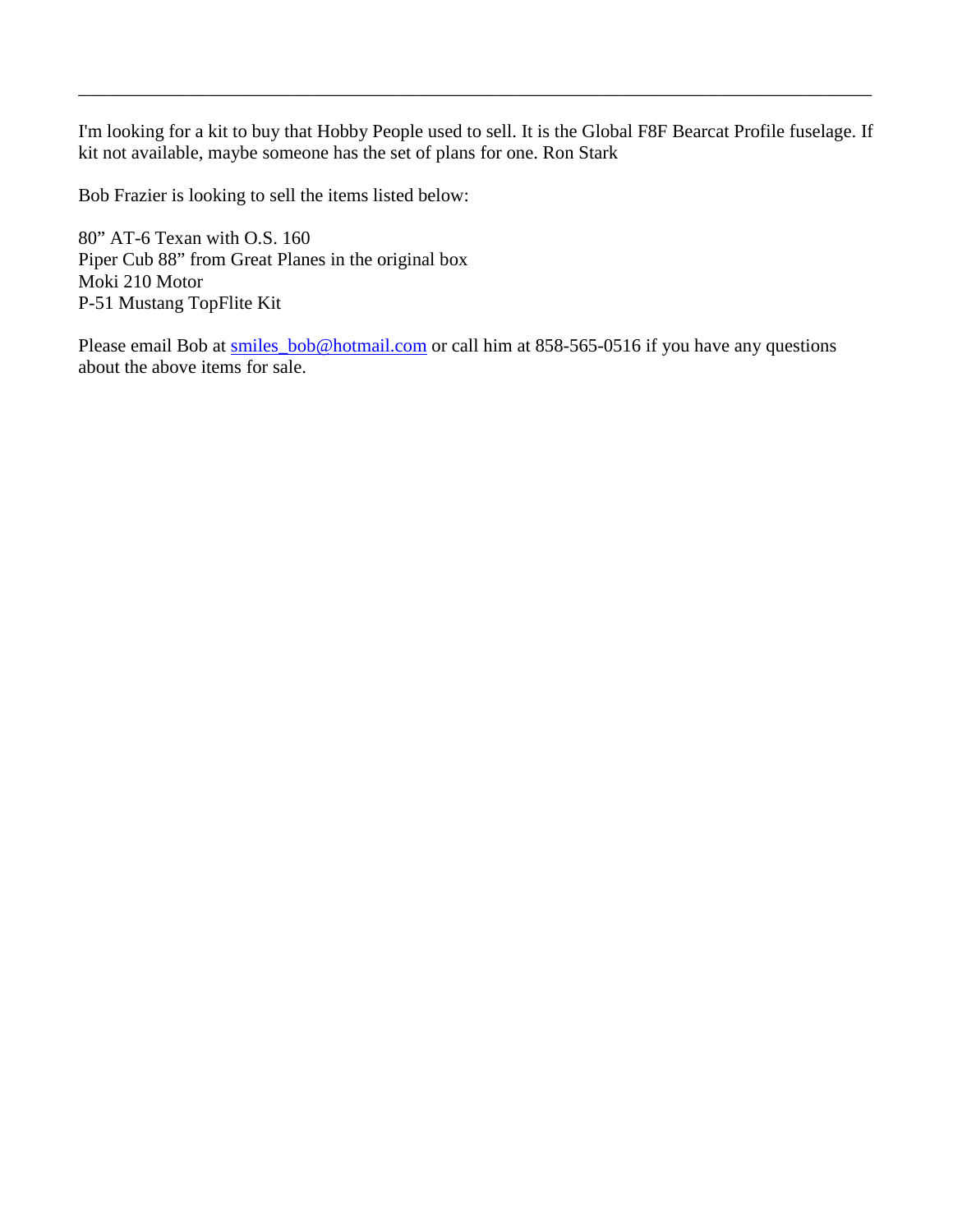---

I'm looking for a kit to buy that Hobby People used to sell. It is the Global F8F Bearcat Profile fuselage. If kit not available, maybe someone has the set of plans for one. Ron Stark

Bob Frazier is looking to sell the items listed below:

80" AT-6 Texan with O.S. 160
Piper Cub 88" from Great Planes in the original box
Moki 210 Motor
P-51 Mustang TopFlite Kit

Please email Bob at smiles_bob@hotmail.com or call him at 858-565-0516 if you have any questions about the above items for sale.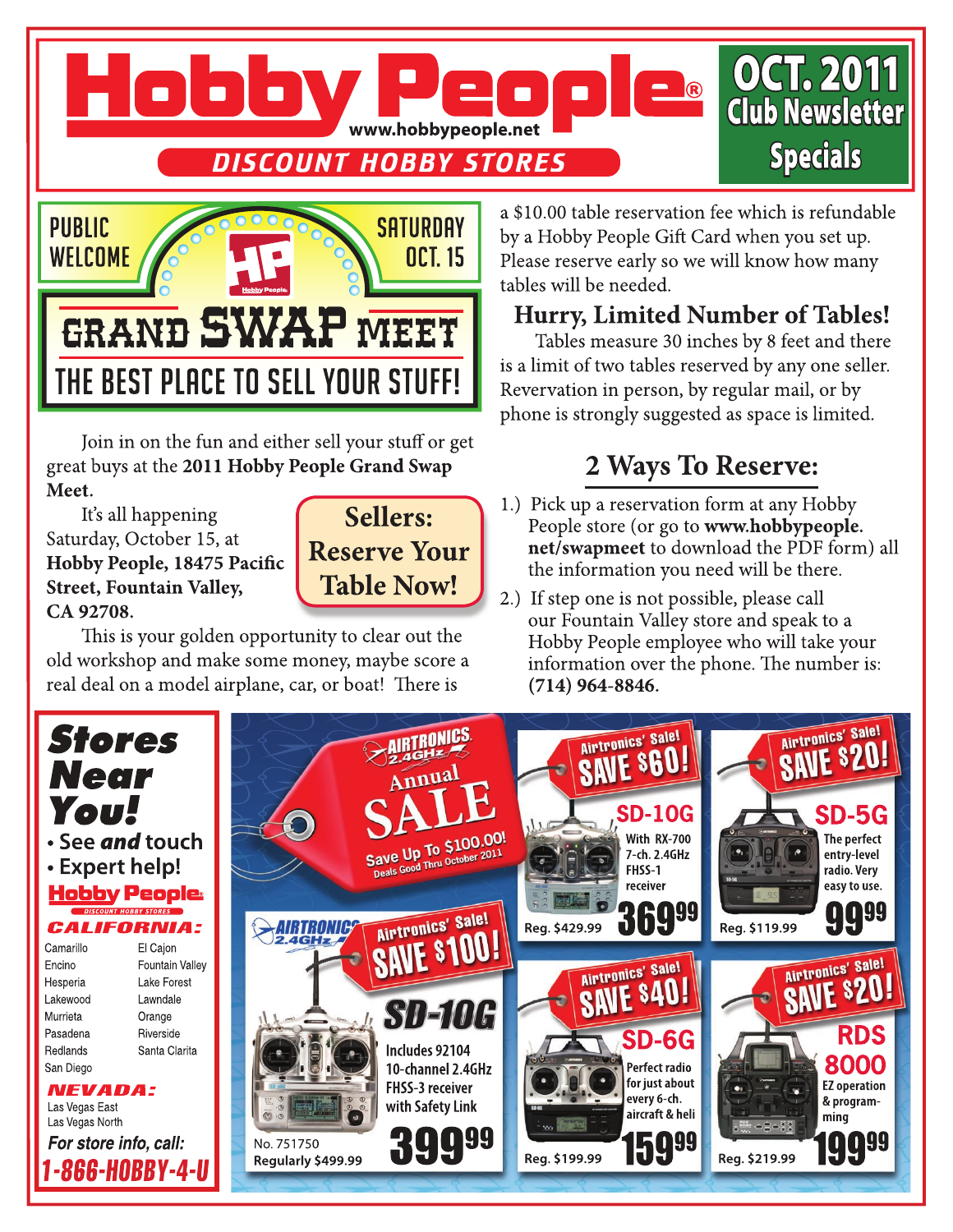# Hobby People®

www.hobbypeople.net

DISCOUNT HOBBY STORES

**OCT. 2011 Club Newsletter Specials**

PUBLIC WELCOME — SATURDAY OCT. 15

## GRAND SWAP MEET

THE BEST PLACE TO SELL YOUR STUFF!

Join in on the fun and either sell your stuff or get great buys at the **2011 Hobby People Grand Swap Meet.**

It's all happening Saturday, October 15, at **Hobby People, 18475 Pacific Street, Fountain Valley, CA 92708.**

**Sellers: Reserve Your Table Now!**

This is your golden opportunity to clear out the old workshop and make some money, maybe score a real deal on a model airplane, car, or boat! There is a $10.00 table reservation fee which is refundable by a Hobby People Gift Card when you set up. Please reserve early so we will know how many tables will be needed.

### Hurry, Limited Number of Tables!

Tables measure 30 inches by 8 feet and there is a limit of two tables reserved by any one seller. Revervation in person, by regular mail, or by phone is strongly suggested as space is limited.

### 2 Ways To Reserve:

1.) Pick up a reservation form at any Hobby People store (or go to **www.hobbypeople.net/swapmeet** to download the PDF form) all the information you need will be there.

2.) If step one is not possible, please call our Fountain Valley store and speak to a Hobby People employee who will take your information over the phone. The number is: **(714) 964-8846.**

## Stores Near You!

- See *and* touch
- Expert help!

Hobby People

**CALIFORNIA:**

Camarillo, El Cajon, Encino, Fountain Valley, Hesperia, Lake Forest, Lakewood, Lawndale, Murrieta, Orange, Pasadena, Riverside, Redlands, Santa Clarita, San Diego

**NEVADA:**

Las Vegas East, Las Vegas North

*For store info, call:*

**1-866-HOBBY-4-U**

## AIRTRONICS 2.4GHz Annual SALE

Save Up To $100.00! Deals Good Thru October 2011

**Airtronics' Sale! SAVE $100!**

**SD-10G**

Includes 92104 10-channel 2.4GHz FHSS-3 receiver with Safety Link

No. 751750

Regularly $499.99

**399.99**

**Airtronics' Sale! SAVE $60!**

**SD-10G**

With RX-700 7-ch. 2.4GHz FHSS-1 receiver

Reg. $429.99 **369.99**

**Airtronics' Sale! SAVE $20!**

**SD-5G**

The perfect entry-level radio. Very easy to use.

Reg. $119.99 **99.99**

**Airtronics' Sale! SAVE $40!**

**SD-6G**

Perfect radio for just about every 6-ch. aircraft & heli

Reg. $199.99 **159.99**

**Airtronics' Sale! SAVE $20!**

**RDS 8000**

EZ operation & programming

Reg. $219.99 **199.99**